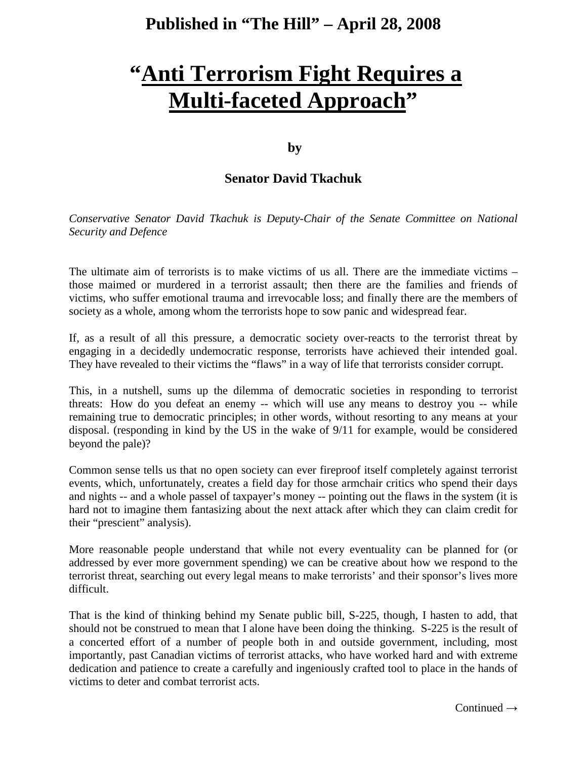**Published in "The Hill" – April 28, 2008**

# "Anti Terrorism Fight Requires a Multi-faceted Approach"

**by**

**Senator David Tkachuk**

*Conservative Senator David Tkachuk is Deputy-Chair of the Senate Committee on National Security and Defence*

The ultimate aim of terrorists is to make victims of us all. There are the immediate victims – those maimed or murdered in a terrorist assault; then there are the families and friends of victims, who suffer emotional trauma and irrevocable loss; and finally there are the members of society as a whole, among whom the terrorists hope to sow panic and widespread fear.

If, as a result of all this pressure, a democratic society over-reacts to the terrorist threat by engaging in a decidedly undemocratic response, terrorists have achieved their intended goal. They have revealed to their victims the "flaws" in a way of life that terrorists consider corrupt.

This, in a nutshell, sums up the dilemma of democratic societies in responding to terrorist threats: How do you defeat an enemy -- which will use any means to destroy you -- while remaining true to democratic principles; in other words, without resorting to any means at your disposal. (responding in kind by the US in the wake of 9/11 for example, would be considered beyond the pale)?

Common sense tells us that no open society can ever fireproof itself completely against terrorist events, which, unfortunately, creates a field day for those armchair critics who spend their days and nights -- and a whole passel of taxpayer's money -- pointing out the flaws in the system (it is hard not to imagine them fantasizing about the next attack after which they can claim credit for their "prescient" analysis).

More reasonable people understand that while not every eventuality can be planned for (or addressed by ever more government spending) we can be creative about how we respond to the terrorist threat, searching out every legal means to make terrorists' and their sponsor's lives more difficult.

That is the kind of thinking behind my Senate public bill, S-225, though, I hasten to add, that should not be construed to mean that I alone have been doing the thinking. S-225 is the result of a concerted effort of a number of people both in and outside government, including, most importantly, past Canadian victims of terrorist attacks, who have worked hard and with extreme dedication and patience to create a carefully and ingeniously crafted tool to place in the hands of victims to deter and combat terrorist acts.

Continued →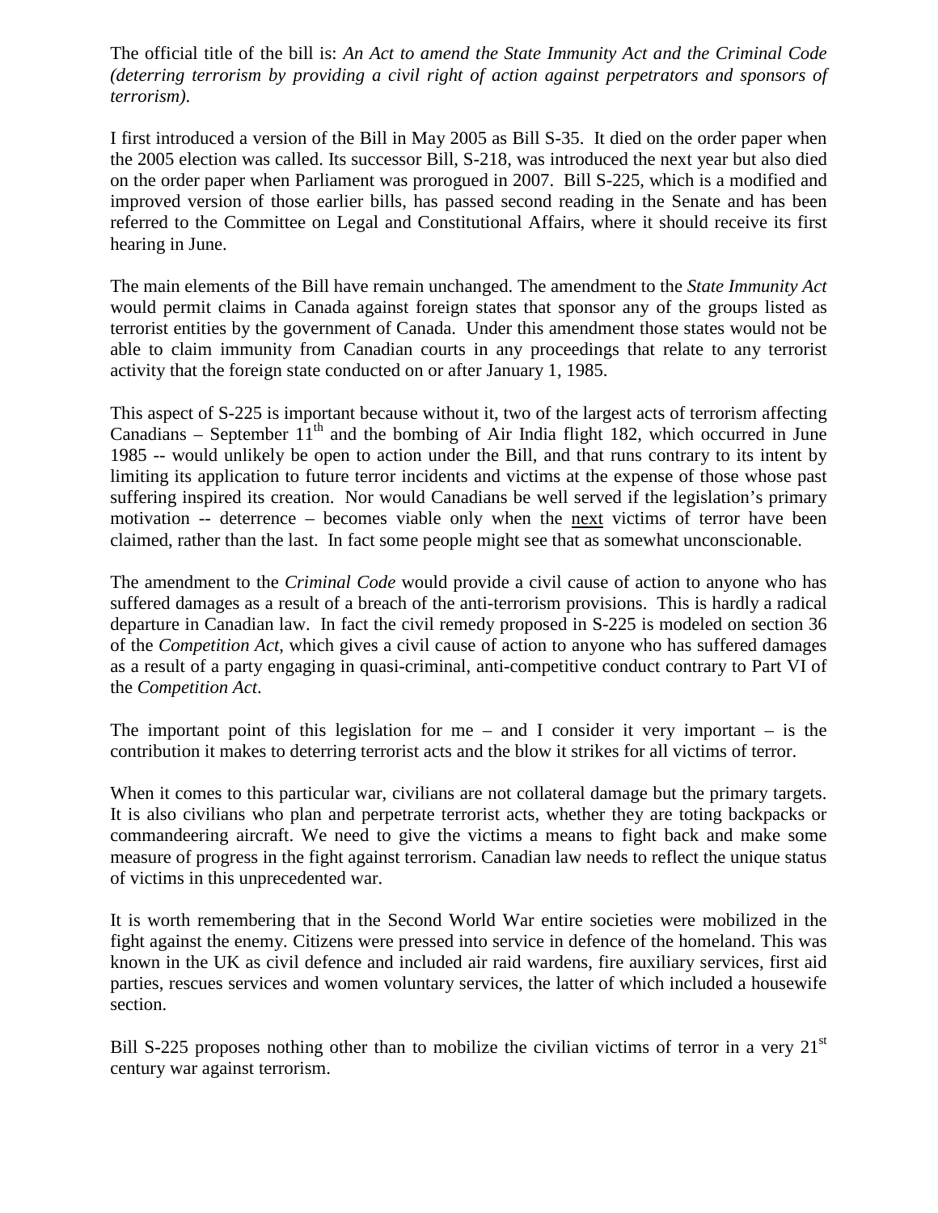The official title of the bill is: *An Act to amend the State Immunity Act and the Criminal Code (deterring terrorism by providing a civil right of action against perpetrators and sponsors of terrorism).*

I first introduced a version of the Bill in May 2005 as Bill S-35. It died on the order paper when the 2005 election was called. Its successor Bill, S-218, was introduced the next year but also died on the order paper when Parliament was prorogued in 2007. Bill S-225, which is a modified and improved version of those earlier bills, has passed second reading in the Senate and has been referred to the Committee on Legal and Constitutional Affairs, where it should receive its first hearing in June.

The main elements of the Bill have remain unchanged. The amendment to the *State Immunity Act* would permit claims in Canada against foreign states that sponsor any of the groups listed as terrorist entities by the government of Canada. Under this amendment those states would not be able to claim immunity from Canadian courts in any proceedings that relate to any terrorist activity that the foreign state conducted on or after January 1, 1985.

This aspect of S-225 is important because without it, two of the largest acts of terrorism affecting Canadians – September 11th and the bombing of Air India flight 182, which occurred in June 1985 -- would unlikely be open to action under the Bill, and that runs contrary to its intent by limiting its application to future terror incidents and victims at the expense of those whose past suffering inspired its creation. Nor would Canadians be well served if the legislation's primary motivation -- deterrence – becomes viable only when the next victims of terror have been claimed, rather than the last. In fact some people might see that as somewhat unconscionable.

The amendment to the *Criminal Code* would provide a civil cause of action to anyone who has suffered damages as a result of a breach of the anti-terrorism provisions. This is hardly a radical departure in Canadian law. In fact the civil remedy proposed in S-225 is modeled on section 36 of the *Competition Act*, which gives a civil cause of action to anyone who has suffered damages as a result of a party engaging in quasi-criminal, anti-competitive conduct contrary to Part VI of the *Competition Act*.

The important point of this legislation for me – and I consider it very important – is the contribution it makes to deterring terrorist acts and the blow it strikes for all victims of terror.

When it comes to this particular war, civilians are not collateral damage but the primary targets. It is also civilians who plan and perpetrate terrorist acts, whether they are toting backpacks or commandeering aircraft. We need to give the victims a means to fight back and make some measure of progress in the fight against terrorism. Canadian law needs to reflect the unique status of victims in this unprecedented war.

It is worth remembering that in the Second World War entire societies were mobilized in the fight against the enemy. Citizens were pressed into service in defence of the homeland. This was known in the UK as civil defence and included air raid wardens, fire auxiliary services, first aid parties, rescues services and women voluntary services, the latter of which included a housewife section.

Bill S-225 proposes nothing other than to mobilize the civilian victims of terror in a very 21st century war against terrorism.